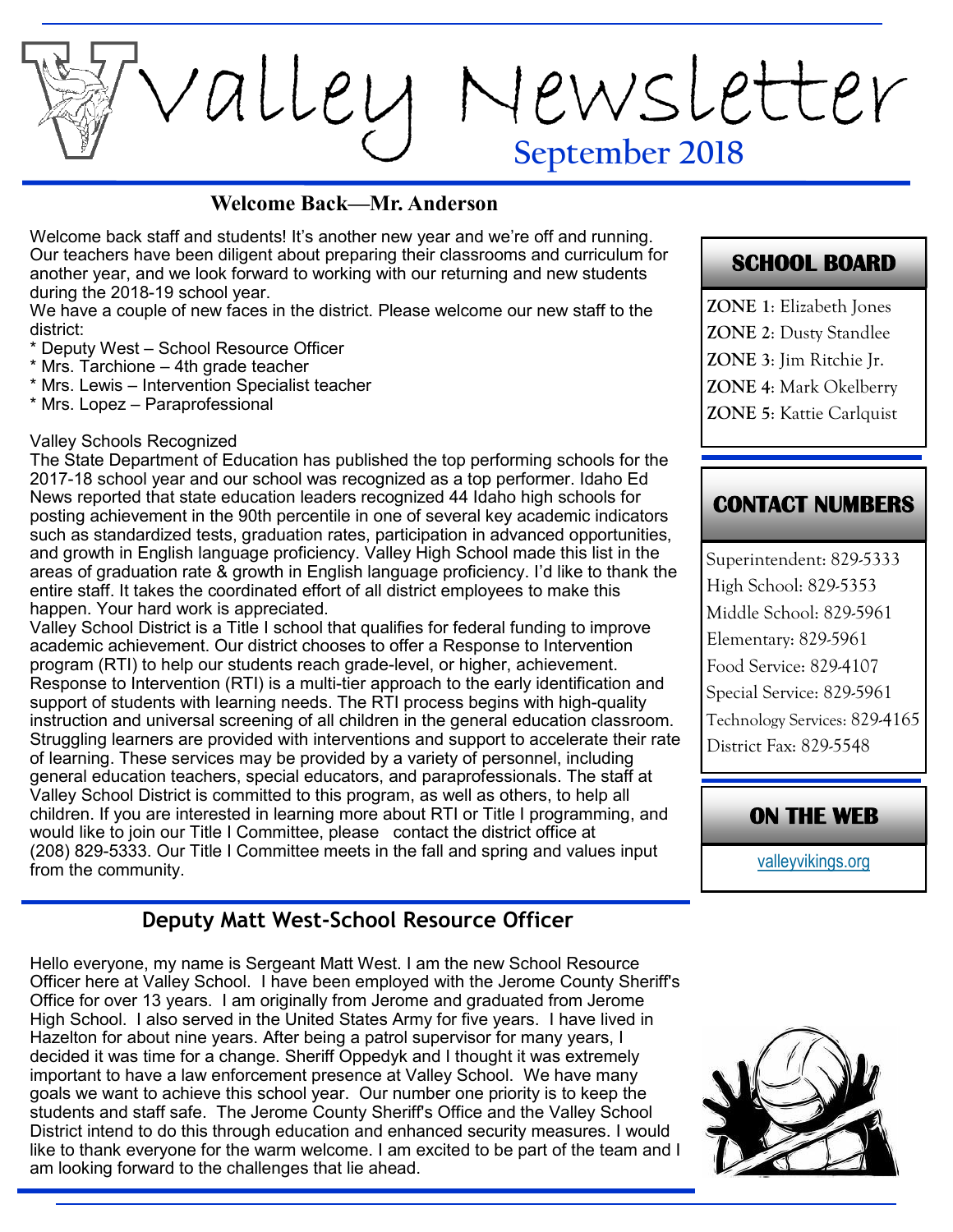# Valley Newsletter

**September 2018**

## Welcome Back—Mr. Anderson

Welcome back staff and students! It's another new year and we're off and running. Our teachers have been diligent about preparing their classrooms and curriculum for another year, and we look forward to working with our returning and new students during the 2018-19 school year.

We have a couple of new faces in the district. Please welcome our new staff to the district:

* Deputy West – School Resource Officer
* Mrs. Tarchione – 4th grade teacher
* Mrs. Lewis – Intervention Specialist teacher
* Mrs. Lopez – Paraprofessional

Valley Schools Recognized

The State Department of Education has published the top performing schools for the 2017-18 school year and our school was recognized as a top performer. Idaho Ed News reported that state education leaders recognized 44 Idaho high schools for posting achievement in the 90th percentile in one of several key academic indicators such as standardized tests, graduation rates, participation in advanced opportunities, and growth in English language proficiency. Valley High School made this list in the areas of graduation rate & growth in English language proficiency. I'd like to thank the entire staff. It takes the coordinated effort of all district employees to make this happen. Your hard work is appreciated.

Valley School District is a Title I school that qualifies for federal funding to improve academic achievement. Our district chooses to offer a Response to Intervention program (RTI) to help our students reach grade-level, or higher, achievement. Response to Intervention (RTI) is a multi-tier approach to the early identification and support of students with learning needs. The RTI process begins with high-quality instruction and universal screening of all children in the general education classroom. Struggling learners are provided with interventions and support to accelerate their rate of learning. These services may be provided by a variety of personnel, including general education teachers, special educators, and paraprofessionals. The staff at Valley School District is committed to this program, as well as others, to help all children. If you are interested in learning more about RTI or Title I programming, and would like to join our Title I Committee, please contact the district office at (208) 829-5333. Our Title I Committee meets in the fall and spring and values input from the community.

## Deputy Matt West-School Resource Officer

Hello everyone, my name is Sergeant Matt West. I am the new School Resource Officer here at Valley School. I have been employed with the Jerome County Sheriff's Office for over 13 years. I am originally from Jerome and graduated from Jerome High School. I also served in the United States Army for five years. I have lived in Hazelton for about nine years. After being a patrol supervisor for many years, I decided it was time for a change. Sheriff Oppedyk and I thought it was extremely important to have a law enforcement presence at Valley School. We have many goals we want to achieve this school year. Our number one priority is to keep the students and staff safe. The Jerome County Sheriff's Office and the Valley School District intend to do this through education and enhanced security measures. I would like to thank everyone for the warm welcome. I am excited to be part of the team and I am looking forward to the challenges that lie ahead.

## SCHOOL BOARD

**ZONE 1**: Elizabeth Jones
**ZONE 2**: Dusty Standlee
**ZONE 3**: Jim Ritchie Jr.
**ZONE 4**: Mark Okelberry
**ZONE 5**: Kattie Carlquist

## CONTACT NUMBERS

Superintendent: 829-5333
High School: 829-5353
Middle School: 829-5961
Elementary: 829-5961
Food Service: 829-4107
Special Service: 829-5961
Technology Services: 829-4165
District Fax: 829-5548

## ON THE WEB

valleyvikings.org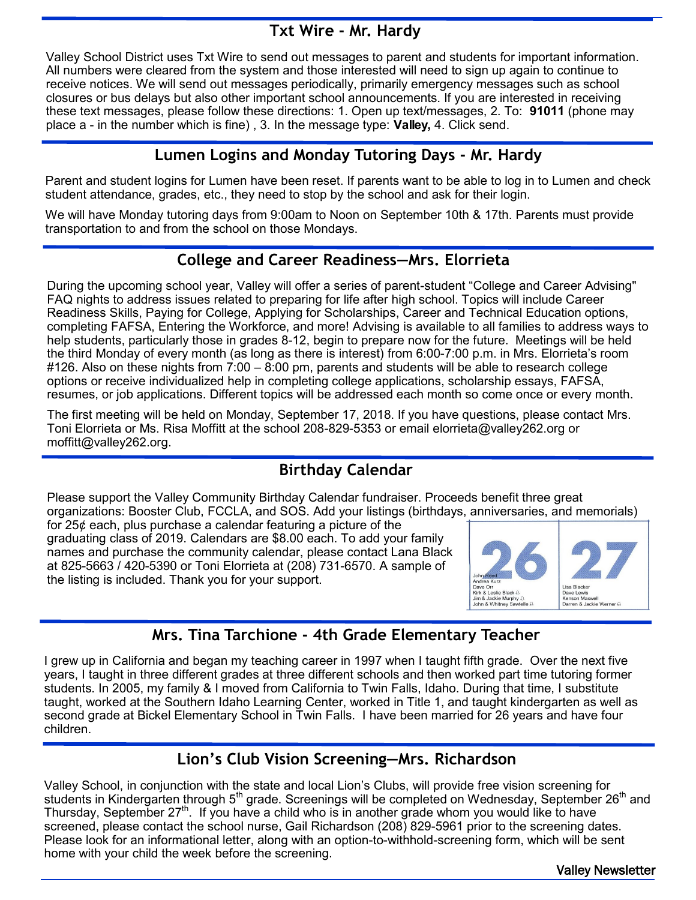## Txt Wire - Mr. Hardy

Valley School District uses Txt Wire to send out messages to parent and students for important information. All numbers were cleared from the system and those interested will need to sign up again to continue to receive notices. We will send out messages periodically, primarily emergency messages such as school closures or bus delays but also other important school announcements. If you are interested in receiving these text messages, please follow these directions: 1. Open up text/messages, 2. To: **91011** (phone may place a - in the number which is fine) , 3. In the message type: **Valley,** 4. Click send.

## Lumen Logins and Monday Tutoring Days - Mr. Hardy

Parent and student logins for Lumen have been reset. If parents want to be able to log in to Lumen and check student attendance, grades, etc., they need to stop by the school and ask for their login.

We will have Monday tutoring days from 9:00am to Noon on September 10th & 17th. Parents must provide transportation to and from the school on those Mondays.

## College and Career Readiness—Mrs. Elorrieta

During the upcoming school year, Valley will offer a series of parent-student "College and Career Advising" FAQ nights to address issues related to preparing for life after high school. Topics will include Career Readiness Skills, Paying for College, Applying for Scholarships, Career and Technical Education options, completing FAFSA, Entering the Workforce, and more! Advising is available to all families to address ways to help students, particularly those in grades 8-12, begin to prepare now for the future. Meetings will be held the third Monday of every month (as long as there is interest) from 6:00-7:00 p.m. in Mrs. Elorrieta's room #126. Also on these nights from 7:00 – 8:00 pm, parents and students will be able to research college options or receive individualized help in completing college applications, scholarship essays, FAFSA, resumes, or job applications. Different topics will be addressed each month so come once or every month.

The first meeting will be held on Monday, September 17, 2018. If you have questions, please contact Mrs. Toni Elorrieta or Ms. Risa Moffitt at the school 208-829-5353 or email elorrieta@valley262.org or moffitt@valley262.org.

## Birthday Calendar

Please support the Valley Community Birthday Calendar fundraiser. Proceeds benefit three great organizations: Booster Club, FCCLA, and SOS. Add your listings (birthdays, anniversaries, and memorials) for 25¢ each, plus purchase a calendar featuring a picture of the graduating class of 2019. Calendars are $8.00 each. To add your family names and purchase the community calendar, please contact Lana Black at 825-5663 / 420-5390 or Toni Elorrieta at (208) 731-6570. A sample of the listing is included. Thank you for your support.

| 26 | 27 |
|---|---|
| John Reed<br>Andrea Kurz<br>Dave Orr<br>Kirk & Leslie Black<br>Jim & Jackie Murphy<br>John & Whitney Sawtelle | Lisa Blacker<br>Dave Lewis<br>Kenson Maxwell<br>Darren & Jackie Werner |

## Mrs. Tina Tarchione - 4th Grade Elementary Teacher

I grew up in California and began my teaching career in 1997 when I taught fifth grade. Over the next five years, I taught in three different grades at three different schools and then worked part time tutoring former students. In 2005, my family & I moved from California to Twin Falls, Idaho. During that time, I substitute taught, worked at the Southern Idaho Learning Center, worked in Title 1, and taught kindergarten as well as second grade at Bickel Elementary School in Twin Falls. I have been married for 26 years and have four children.

## Lion's Club Vision Screening—Mrs. Richardson

Valley School, in conjunction with the state and local Lion's Clubs, will provide free vision screening for students in Kindergarten through 5th grade. Screenings will be completed on Wednesday, September 26th and Thursday, September 27th. If you have a child who is in another grade whom you would like to have screened, please contact the school nurse, Gail Richardson (208) 829-5961 prior to the screening dates. Please look for an informational letter, along with an option-to-withhold-screening form, which will be sent home with your child the week before the screening.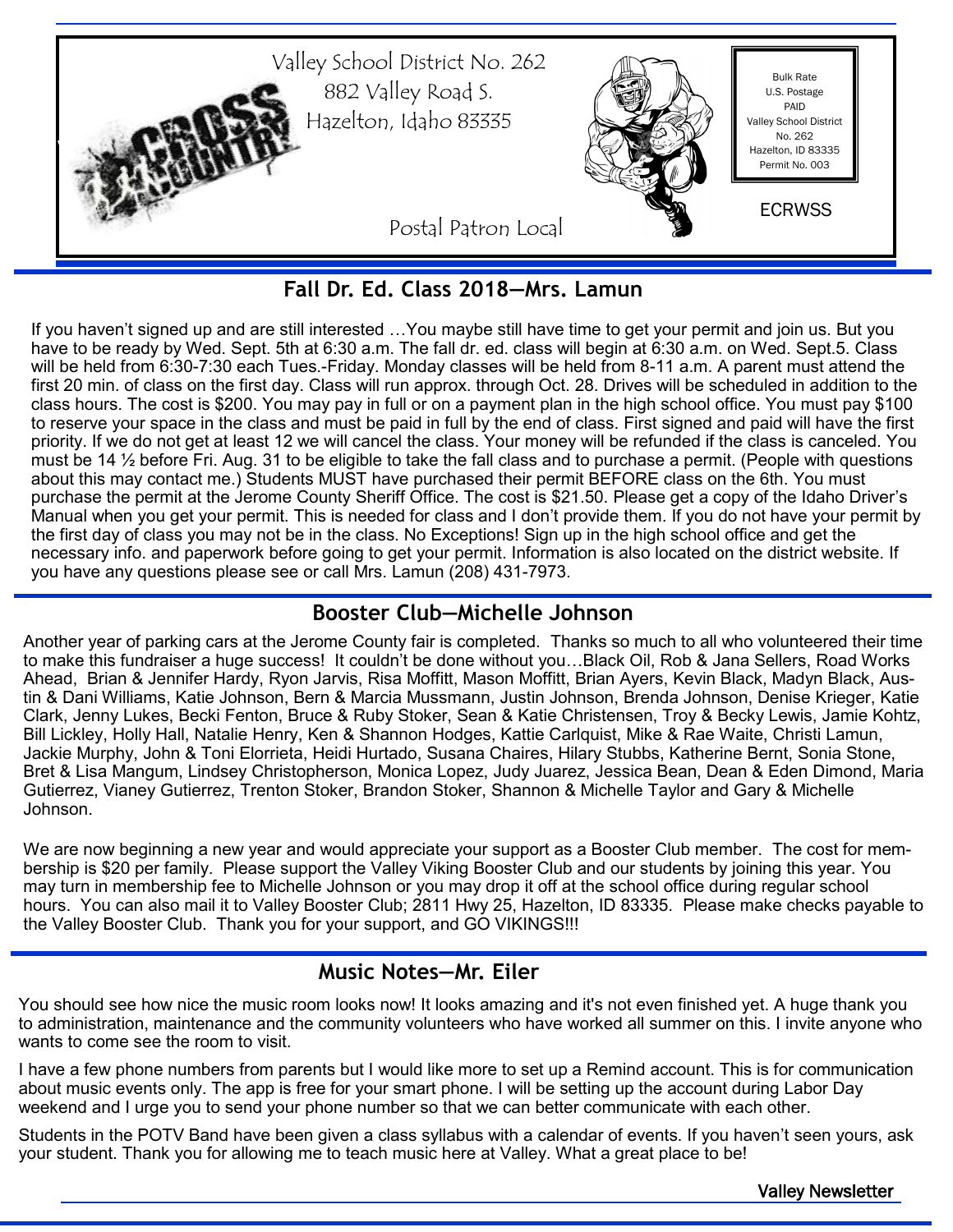Valley School District No. 262
882 Valley Road S.
Hazelton, Idaho 83335

Postal Patron Local

Bulk Rate
U.S. Postage
PAID
Valley School District
No. 262
Hazelton, ID 83335
Permit No. 003

ECRWSS

## Fall Dr. Ed. Class 2018—Mrs. Lamun

If you haven't signed up and are still interested …You maybe still have time to get your permit and join us. But you have to be ready by Wed. Sept. 5th at 6:30 a.m. The fall dr. ed. class will begin at 6:30 a.m. on Wed. Sept.5. Class will be held from 6:30-7:30 each Tues.-Friday. Monday classes will be held from 8-11 a.m. A parent must attend the first 20 min. of class on the first day. Class will run approx. through Oct. 28. Drives will be scheduled in addition to the class hours. The cost is $200. You may pay in full or on a payment plan in the high school office. You must pay $100 to reserve your space in the class and must be paid in full by the end of class. First signed and paid will have the first priority. If we do not get at least 12 we will cancel the class. Your money will be refunded if the class is canceled. You must be 14 ½ before Fri. Aug. 31 to be eligible to take the fall class and to purchase a permit. (People with questions about this may contact me.) Students MUST have purchased their permit BEFORE class on the 6th. You must purchase the permit at the Jerome County Sheriff Office. The cost is $21.50. Please get a copy of the Idaho Driver's Manual when you get your permit. This is needed for class and I don't provide them. If you do not have your permit by the first day of class you may not be in the class. No Exceptions! Sign up in the high school office and get the necessary info. and paperwork before going to get your permit. Information is also located on the district website. If you have any questions please see or call Mrs. Lamun (208) 431-7973.

## Booster Club—Michelle Johnson

Another year of parking cars at the Jerome County fair is completed. Thanks so much to all who volunteered their time to make this fundraiser a huge success! It couldn't be done without you…Black Oil, Rob & Jana Sellers, Road Works Ahead, Brian & Jennifer Hardy, Ryon Jarvis, Risa Moffitt, Mason Moffitt, Brian Ayers, Kevin Black, Madyn Black, Austin & Dani Williams, Katie Johnson, Bern & Marcia Mussmann, Justin Johnson, Brenda Johnson, Denise Krieger, Katie Clark, Jenny Lukes, Becki Fenton, Bruce & Ruby Stoker, Sean & Katie Christensen, Troy & Becky Lewis, Jamie Kohtz, Bill Lickley, Holly Hall, Natalie Henry, Ken & Shannon Hodges, Kattie Carlquist, Mike & Rae Waite, Christi Lamun, Jackie Murphy, John & Toni Elorrieta, Heidi Hurtado, Susana Chaires, Hilary Stubbs, Katherine Bernt, Sonia Stone, Bret & Lisa Mangum, Lindsey Christopherson, Monica Lopez, Judy Juarez, Jessica Bean, Dean & Eden Dimond, Maria Gutierrez, Vianey Gutierrez, Trenton Stoker, Brandon Stoker, Shannon & Michelle Taylor and Gary & Michelle Johnson.

We are now beginning a new year and would appreciate your support as a Booster Club member. The cost for membership is $20 per family. Please support the Valley Viking Booster Club and our students by joining this year. You may turn in membership fee to Michelle Johnson or you may drop it off at the school office during regular school hours. You can also mail it to Valley Booster Club; 2811 Hwy 25, Hazelton, ID 83335. Please make checks payable to the Valley Booster Club. Thank you for your support, and GO VIKINGS!!!

## Music Notes—Mr. Eiler

You should see how nice the music room looks now! It looks amazing and it's not even finished yet. A huge thank you to administration, maintenance and the community volunteers who have worked all summer on this. I invite anyone who wants to come see the room to visit.

I have a few phone numbers from parents but I would like more to set up a Remind account. This is for communication about music events only. The app is free for your smart phone. I will be setting up the account during Labor Day weekend and I urge you to send your phone number so that we can better communicate with each other.

Students in the POTV Band have been given a class syllabus with a calendar of events. If you haven't seen yours, ask your student. Thank you for allowing me to teach music here at Valley. What a great place to be!